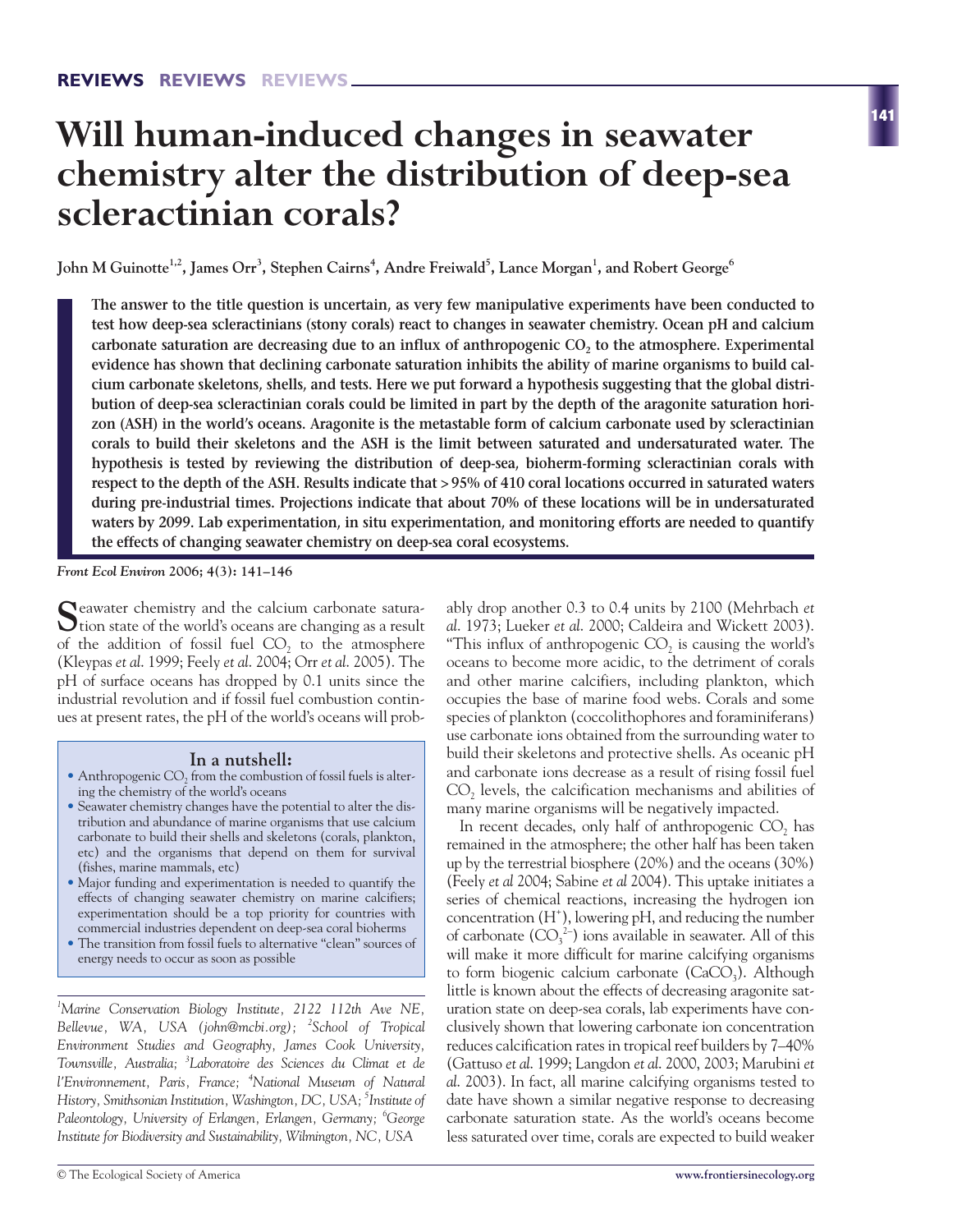# Will human-induced changes in seawater chemistry alter the distribution of deep-sea scleractinian corals?

**John M Guinotte[1,2], James Orr[3], Stephen Cairns[4], Andre Freiwald[5], Lance Morgan[1], and Robert George[6]**

**The answer to the title question is uncertain, as very few manipulative experiments have been conducted to test how deep-sea scleractinians (stony corals) react to changes in seawater chemistry. Ocean pH and calcium carbonate saturation are decreasing due to an influx of anthropogenic $CO_2$ to the atmosphere. Experimental evidence has shown that declining carbonate saturation inhibits the ability of marine organisms to build calcium carbonate skeletons, shells, and tests. Here we put forward a hypothesis suggesting that the global distribution of deep-sea scleractinian corals could be limited in part by the depth of the aragonite saturation horizon (ASH) in the world's oceans. Aragonite is the metastable form of calcium carbonate used by scleractinian corals to build their skeletons and the ASH is the limit between saturated and undersaturated water. The hypothesis is tested by reviewing the distribution of deep-sea, bioherm-forming scleractinian corals with respect to the depth of the ASH. Results indicate that > 95% of 410 coral locations occurred in saturated waters during pre-industrial times. Projections indicate that about 70% of these locations will be in undersaturated waters by 2099. Lab experimentation, in situ experimentation, and monitoring efforts are needed to quantify the effects of changing seawater chemistry on deep-sea coral ecosystems.**

***Front Ecol Environ* 2006; 4(3): 141–146**

Seawater chemistry and the calcium carbonate saturation state of the world's oceans are changing as a result of the addition of fossil fuel $CO_2$ to the atmosphere (Kleypas *et al.* 1999; Feely *et al.* 2004; Orr *et al.* 2005). The pH of surface oceans has dropped by 0.1 units since the industrial revolution and if fossil fuel combustion continues at present rates, the pH of the world's oceans will probably drop another 0.3 to 0.4 units by 2100 (Mehrbach *et al.* 1973; Lueker *et al.* 2000; Caldeira and Wickett 2003). "This influx of anthropogenic $CO_2$ is causing the world's oceans to become more acidic, to the detriment of corals and other marine calcifiers, including plankton, which occupies the base of marine food webs. Corals and some species of plankton (coccolithophores and foraminiferans) use carbonate ions obtained from the surrounding water to build their skeletons and protective shells. As oceanic pH and carbonate ions decrease as a result of rising fossil fuel $CO_2$ levels, the calcification mechanisms and abilities of many marine organisms will be negatively impacted.

In recent decades, only half of anthropogenic $CO_2$ has remained in the atmosphere; the other half has been taken up by the terrestrial biosphere (20%) and the oceans (30%) (Feely *et al* 2004; Sabine *et al* 2004). This uptake initiates a series of chemical reactions, increasing the hydrogen ion concentration ($H^+$), lowering pH, and reducing the number of carbonate ($CO_3^{2-}$) ions available in seawater. All of this will make it more difficult for marine calcifying organisms to form biogenic calcium carbonate ($CaCO_3$). Although little is known about the effects of decreasing aragonite saturation state on deep-sea corals, lab experiments have conclusively shown that lowering carbonate ion concentration reduces calcification rates in tropical reef builders by 7–40% (Gattuso *et al.* 1999; Langdon *et al.* 2000, 2003; Marubini *et al.* 2003). In fact, all marine calcifying organisms tested to date have shown a similar negative response to decreasing carbonate saturation state. As the world's oceans become less saturated over time, corals are expected to build weaker

> **In a nutshell:**
> - Anthropogenic $CO_2$ from the combustion of fossil fuels is altering the chemistry of the world's oceans
> - Seawater chemistry changes have the potential to alter the distribution and abundance of marine organisms that use calcium carbonate to build their shells and skeletons (corals, plankton, etc) and the organisms that depend on them for survival (fishes, marine mammals, etc)
> - Major funding and experimentation is needed to quantify the effects of changing seawater chemistry on marine calcifiers; experimentation should be a top priority for countries with commercial industries dependent on deep-sea coral bioherms
> - The transition from fossil fuels to alternative "clean" sources of energy needs to occur as soon as possible

[1]*Marine Conservation Biology Institute, 2122 112th Ave NE, Bellevue, WA, USA (john@mcbi.org);* [2]*School of Tropical Environment Studies and Geography, James Cook University, Townsville, Australia;* [3]*Laboratoire des Sciences du Climat et de l'Environnement, Paris, France;* [4]*National Museum of Natural History, Smithsonian Institution, Washington, DC, USA;* [5]*Institute of Paleontology, University of Erlangen, Erlangen, Germany;* [6]*George Institute for Biodiversity and Sustainability, Wilmington, NC, USA*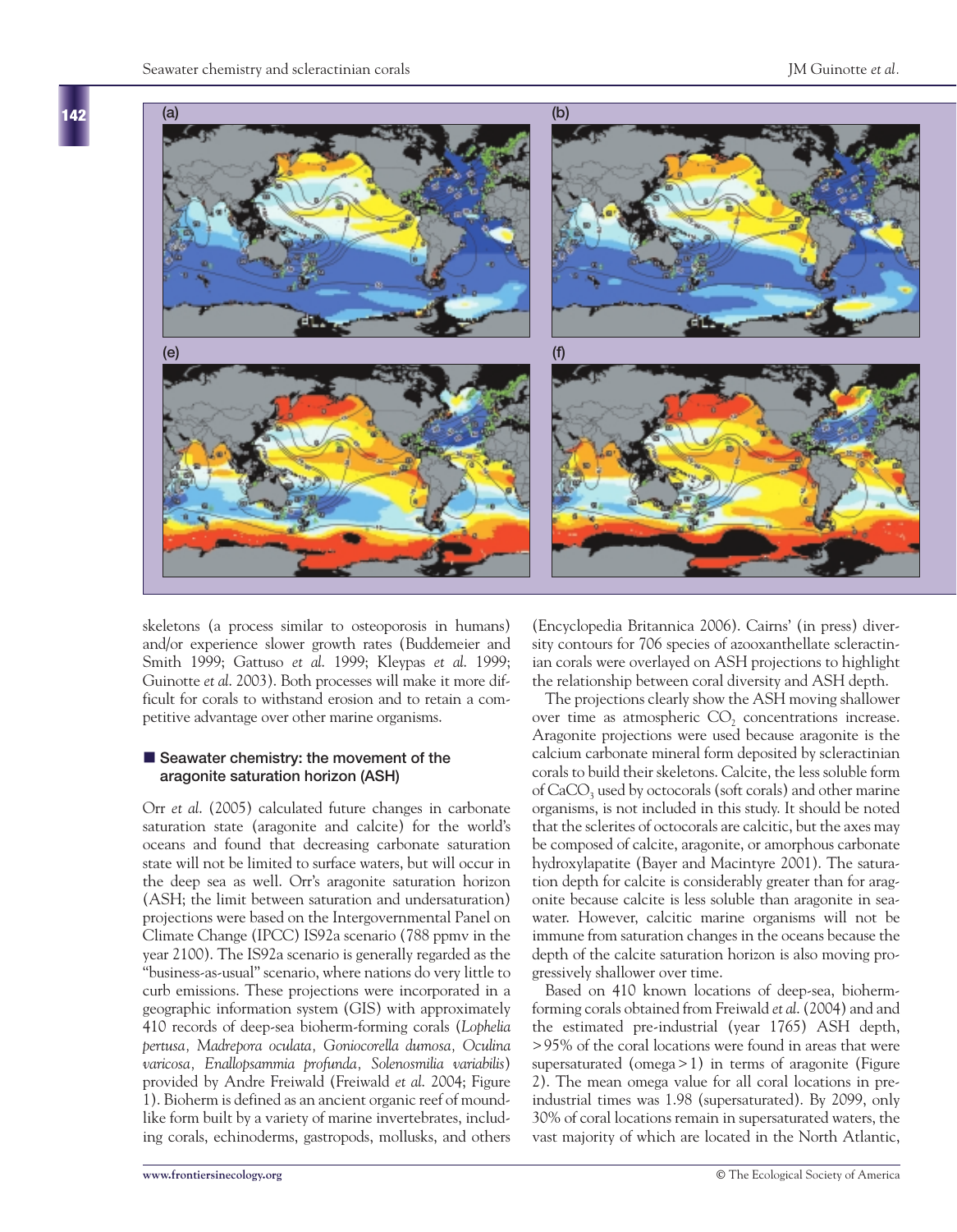(a) (b) (e) (f)

skeletons (a process similar to osteoporosis in humans) and/or experience slower growth rates (Buddemeier and Smith 1999; Gattuso *et al.* 1999; Kleypas *et al.* 1999; Guinotte *et al.* 2003). Both processes will make it more difficult for corals to withstand erosion and to retain a competitive advantage over other marine organisms.

## Seawater chemistry: the movement of the aragonite saturation horizon (ASH)

Orr *et al.* (2005) calculated future changes in carbonate saturation state (aragonite and calcite) for the world's oceans and found that decreasing carbonate saturation state will not be limited to surface waters, but will occur in the deep sea as well. Orr's aragonite saturation horizon (ASH; the limit between saturation and undersaturation) projections were based on the Intergovernmental Panel on Climate Change (IPCC) IS92a scenario (788 ppmv in the year 2100). The IS92a scenario is generally regarded as the "business-as-usual" scenario, where nations do very little to curb emissions. These projections were incorporated in a geographic information system (GIS) with approximately 410 records of deep-sea bioherm-forming corals (*Lophelia pertusa, Madrepora oculata, Goniocorella dumosa, Oculina varicosa, Enallopsammia profunda, Solenosmilia variabilis*) provided by Andre Freiwald (Freiwald *et al.* 2004; Figure 1). Bioherm is defined as an ancient organic reef of mound-like form built by a variety of marine invertebrates, including corals, echinoderms, gastropods, mollusks, and others (Encyclopedia Britannica 2006). Cairns' (in press) diversity contours for 706 species of azooxanthellate scleractinian corals were overlayed on ASH projections to highlight the relationship between coral diversity and ASH depth.

The projections clearly show the ASH moving shallower over time as atmospheric $CO_2$ concentrations increase. Aragonite projections were used because aragonite is the calcium carbonate mineral form deposited by scleractinian corals to build their skeletons. Calcite, the less soluble form of $CaCO_3$ used by octocorals (soft corals) and other marine organisms, is not included in this study. It should be noted that the sclerites of octocorals are calcitic, but the axes may be composed of calcite, aragonite, or amorphous carbonate hydroxylapatite (Bayer and Macintyre 2001). The saturation depth for calcite is considerably greater than for aragonite because calcite is less soluble than aragonite in seawater. However, calcitic marine organisms will not be immune from saturation changes in the oceans because the depth of the calcite saturation horizon is also moving progressively shallower over time.

Based on 410 known locations of deep-sea, bioherm-forming corals obtained from Freiwald *et al.* (2004) and and the estimated pre-industrial (year 1765) ASH depth, >95% of the coral locations were found in areas that were supersaturated (omega > 1) in terms of aragonite (Figure 2). The mean omega value for all coral locations in pre-industrial times was 1.98 (supersaturated). By 2099, only 30% of coral locations remain in supersaturated waters, the vast majority of which are located in the North Atlantic,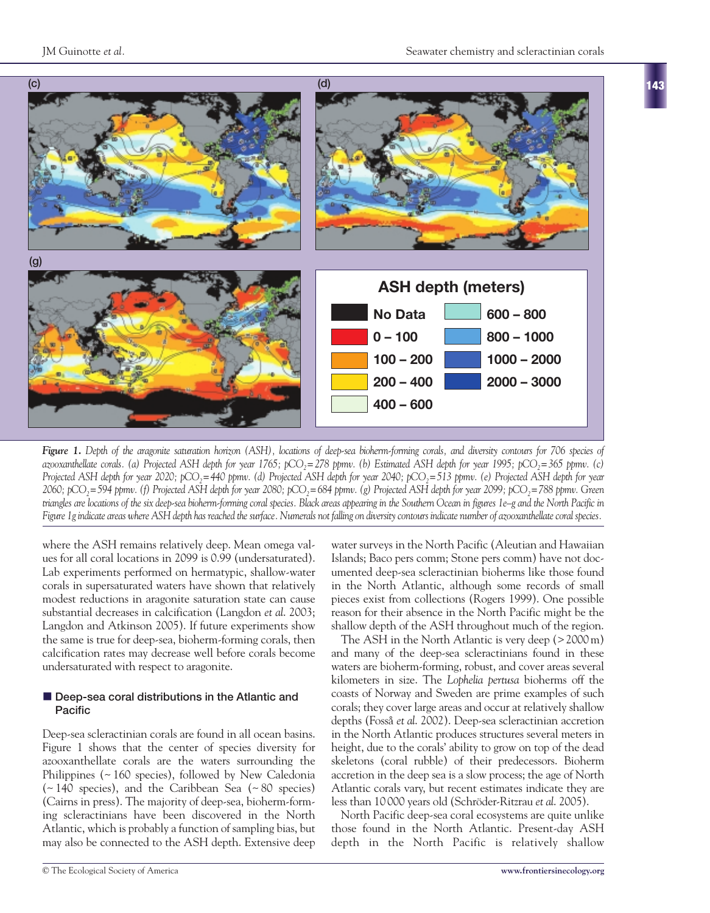ASH depth (meters)

| | |
|---|---|
| No Data | 600 – 800 |
| 0 – 100 | 800 – 1000 |
| 100 – 200 | 1000 – 2000 |
| 200 – 400 | 2000 – 3000 |
| 400 – 600 | |

***Figure 1.*** *Depth of the aragonite saturation horizon (ASH), locations of deep-sea bioherm-forming corals, and diversity contours for 706 species of azooxanthellate corals. (a) Projected ASH depth for year 1765; $pCO_2$ = 278 ppmv. (b) Estimated ASH depth for year 1995; $pCO_2$ = 365 ppmv. (c) Projected ASH depth for year 2020; $pCO_2$ = 440 ppmv. (d) Projected ASH depth for year 2040; $pCO_2$ = 513 ppmv. (e) Projected ASH depth for year 2060; $pCO_2$ = 594 ppmv. (f) Projected ASH depth for year 2080; $pCO_2$ = 684 ppmv. (g) Projected ASH depth for year 2099; $pCO_2$ = 788 ppmv. Green triangles are locations of the six deep-sea bioherm-forming coral species. Black areas appearing in the Southern Ocean in figures 1e–g and the North Pacific in Figure 1g indicate areas where ASH depth has reached the surface. Numerals not falling on diversity contours indicate number of azooxanthellate coral species.*

where the ASH remains relatively deep. Mean omega values for all coral locations in 2099 is 0.99 (undersaturated). Lab experiments performed on hermatypic, shallow-water corals in supersaturated waters have shown that relatively modest reductions in aragonite saturation state can cause substantial decreases in calcification (Langdon *et al.* 2003; Langdon and Atkinson 2005). If future experiments show the same is true for deep-sea, bioherm-forming corals, then calcification rates may decrease well before corals become undersaturated with respect to aragonite.

## Deep-sea coral distributions in the Atlantic and Pacific

Deep-sea scleractinian corals are found in all ocean basins. Figure 1 shows that the center of species diversity for azooxanthellate corals are the waters surrounding the Philippines (~ 160 species), followed by New Caledonia (~ 140 species), and the Caribbean Sea (~ 80 species) (Cairns in press). The majority of deep-sea, bioherm-forming scleractinians have been discovered in the North Atlantic, which is probably a function of sampling bias, but may also be connected to the ASH depth. Extensive deep water surveys in the North Pacific (Aleutian and Hawaiian Islands; Baco pers comm; Stone pers comm) have not documented deep-sea scleractinian bioherms like those found in the North Atlantic, although some records of small pieces exist from collections (Rogers 1999). One possible reason for their absence in the North Pacific might be the shallow depth of the ASH throughout much of the region.

The ASH in the North Atlantic is very deep (> 2000 m) and many of the deep-sea scleractinians found in these waters are bioherm-forming, robust, and cover areas several kilometers in size. The *Lophelia pertusa* bioherms off the coasts of Norway and Sweden are prime examples of such corals; they cover large areas and occur at relatively shallow depths (Fosså *et al.* 2002). Deep-sea scleractinian accretion in the North Atlantic produces structures several meters in height, due to the corals' ability to grow on top of the dead skeletons (coral rubble) of their predecessors. Bioherm accretion in the deep sea is a slow process; the age of North Atlantic corals vary, but recent estimates indicate they are less than 10 000 years old (Schröder-Ritzrau *et al.* 2005).

North Pacific deep-sea coral ecosystems are quite unlike those found in the North Atlantic. Present-day ASH depth in the North Pacific is relatively shallow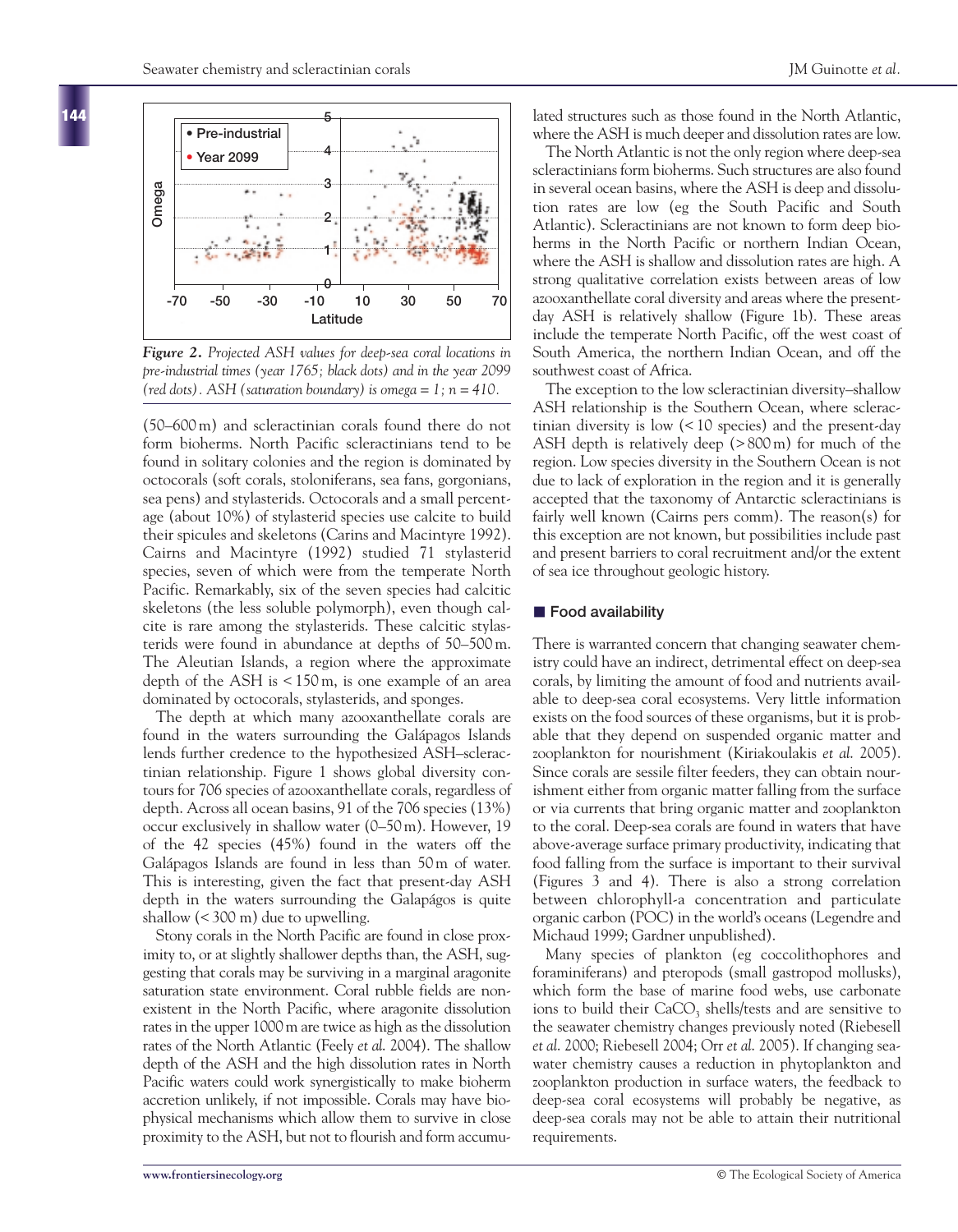*Figure 2. Projected ASH values for deep-sea coral locations in pre-industrial times (year 1765; black dots) and in the year 2099 (red dots). ASH (saturation boundary) is omega = 1; n = 410.*

(50–600 m) and scleractinian corals found there do not form bioherms. North Pacific scleractinians tend to be found in solitary colonies and the region is dominated by octocorals (soft corals, stoloniferans, sea fans, gorgonians, sea pens) and stylasterids. Octocorals and a small percentage (about 10%) of stylasterid species use calcite to build their spicules and skeletons (Carins and Macintyre 1992). Cairns and Macintyre (1992) studied 71 stylasterid species, seven of which were from the temperate North Pacific. Remarkably, six of the seven species had calcitic skeletons (the less soluble polymorph), even though calcite is rare among the stylasterids. These calcitic stylasterids were found in abundance at depths of 50–500 m. The Aleutian Islands, a region where the approximate depth of the ASH is < 150 m, is one example of an area dominated by octocorals, stylasterids, and sponges.

The depth at which many azooxanthellate corals are found in the waters surrounding the Galápagos Islands lends further credence to the hypothesized ASH–scleractinian relationship. Figure 1 shows global diversity contours for 706 species of azooxanthellate corals, regardless of depth. Across all ocean basins, 91 of the 706 species (13%) occur exclusively in shallow water (0–50 m). However, 19 of the 42 species (45%) found in the waters off the Galápagos Islands are found in less than 50 m of water. This is interesting, given the fact that present-day ASH depth in the waters surrounding the Galapágos is quite shallow (< 300 m) due to upwelling.

Stony corals in the North Pacific are found in close proximity to, or at slightly shallower depths than, the ASH, suggesting that corals may be surviving in a marginal aragonite saturation state environment. Coral rubble fields are nonexistent in the North Pacific, where aragonite dissolution rates in the upper 1000 m are twice as high as the dissolution rates of the North Atlantic (Feely *et al.* 2004). The shallow depth of the ASH and the high dissolution rates in North Pacific waters could work synergistically to make bioherm accretion unlikely, if not impossible. Corals may have biophysical mechanisms which allow them to survive in close proximity to the ASH, but not to flourish and form accumulated structures such as those found in the North Atlantic, where the ASH is much deeper and dissolution rates are low.

The North Atlantic is not the only region where deep-sea scleractinians form bioherms. Such structures are also found in several ocean basins, where the ASH is deep and dissolution rates are low (eg the South Pacific and South Atlantic). Scleractinians are not known to form deep bioherms in the North Pacific or northern Indian Ocean, where the ASH is shallow and dissolution rates are high. A strong qualitative correlation exists between areas of low azooxanthellate coral diversity and areas where the present-day ASH is relatively shallow (Figure 1b). These areas include the temperate North Pacific, off the west coast of South America, the northern Indian Ocean, and off the southwest coast of Africa.

The exception to the low scleractinian diversity–shallow ASH relationship is the Southern Ocean, where scleractinian diversity is low (< 10 species) and the present-day ASH depth is relatively deep (> 800 m) for much of the region. Low species diversity in the Southern Ocean is not due to lack of exploration in the region and it is generally accepted that the taxonomy of Antarctic scleractinians is fairly well known (Cairns pers comm). The reason(s) for this exception are not known, but possibilities include past and present barriers to coral recruitment and/or the extent of sea ice throughout geologic history.

## Food availability

There is warranted concern that changing seawater chemistry could have an indirect, detrimental effect on deep-sea corals, by limiting the amount of food and nutrients available to deep-sea coral ecosystems. Very little information exists on the food sources of these organisms, but it is probable that they depend on suspended organic matter and zooplankton for nourishment (Kiriakoulakis *et al.* 2005). Since corals are sessile filter feeders, they can obtain nourishment either from organic matter falling from the surface or via currents that bring organic matter and zooplankton to the coral. Deep-sea corals are found in waters that have above-average surface primary productivity, indicating that food falling from the surface is important to their survival (Figures 3 and 4). There is also a strong correlation between chlorophyll-a concentration and particulate organic carbon (POC) in the world's oceans (Legendre and Michaud 1999; Gardner unpublished).

Many species of plankton (eg coccolithophores and foraminiferans) and pteropods (small gastropod mollusks), which form the base of marine food webs, use carbonate ions to build their $CaCO_3$ shells/tests and are sensitive to the seawater chemistry changes previously noted (Riebesell *et al.* 2000; Riebesell 2004; Orr *et al.* 2005). If changing seawater chemistry causes a reduction in phytoplankton and zooplankton production in surface waters, the feedback to deep-sea coral ecosystems will probably be negative, as deep-sea corals may not be able to attain their nutritional requirements.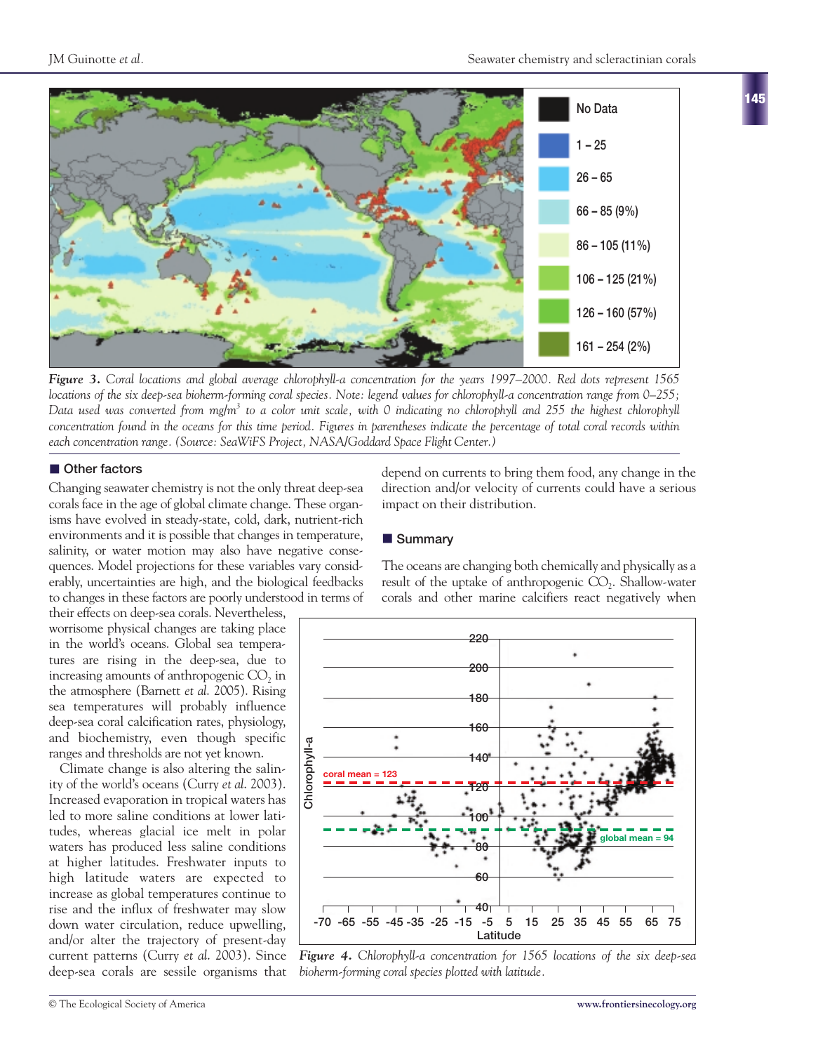*Figure 3. Coral locations and global average chlorophyll-a concentration for the years 1997–2000. Red dots represent 1565 locations of the six deep-sea bioherm-forming coral species. Note: legend values for chlorophyll-a concentration range from 0–255; Data used was converted from mg/m$^3$ to a color unit scale, with 0 indicating no chlorophyll and 255 the highest chlorophyll concentration found in the oceans for this time period. Figures in parentheses indicate the percentage of total coral records within each concentration range. (Source: SeaWiFS Project, NASA/Goddard Space Flight Center.)*

## Other factors

Changing seawater chemistry is not the only threat deep-sea corals face in the age of global climate change. These organisms have evolved in steady-state, cold, dark, nutrient-rich environments and it is possible that changes in temperature, salinity, or water motion may also have negative consequences. Model projections for these variables vary considerably, uncertainties are high, and the biological feedbacks to changes in these factors are poorly understood in terms of their effects on deep-sea corals. Nevertheless, worrisome physical changes are taking place in the world's oceans. Global sea temperatures are rising in the deep-sea, due to increasing amounts of anthropogenic $CO_2$ in the atmosphere (Barnett *et al.* 2005). Rising sea temperatures will probably influence deep-sea coral calcification rates, physiology, and biochemistry, even though specific ranges and thresholds are not yet known.

Climate change is also altering the salinity of the world's oceans (Curry *et al.* 2003). Increased evaporation in tropical waters has led to more saline conditions at lower latitudes, whereas glacial ice melt in polar waters has produced less saline conditions at higher latitudes. Freshwater inputs to high latitude waters are expected to increase as global temperatures continue to rise and the influx of freshwater may slow down water circulation, reduce upwelling, and/or alter the trajectory of present-day current patterns (Curry *et al.* 2003). Since deep-sea corals are sessile organisms that depend on currents to bring them food, any change in the direction and/or velocity of currents could have a serious impact on their distribution.

## Summary

The oceans are changing both chemically and physically as a result of the uptake of anthropogenic $CO_2$. Shallow-water corals and other marine calcifiers react negatively when

*Figure 4. Chlorophyll-a concentration for 1565 locations of the six deep-sea bioherm-forming coral species plotted with latitude.*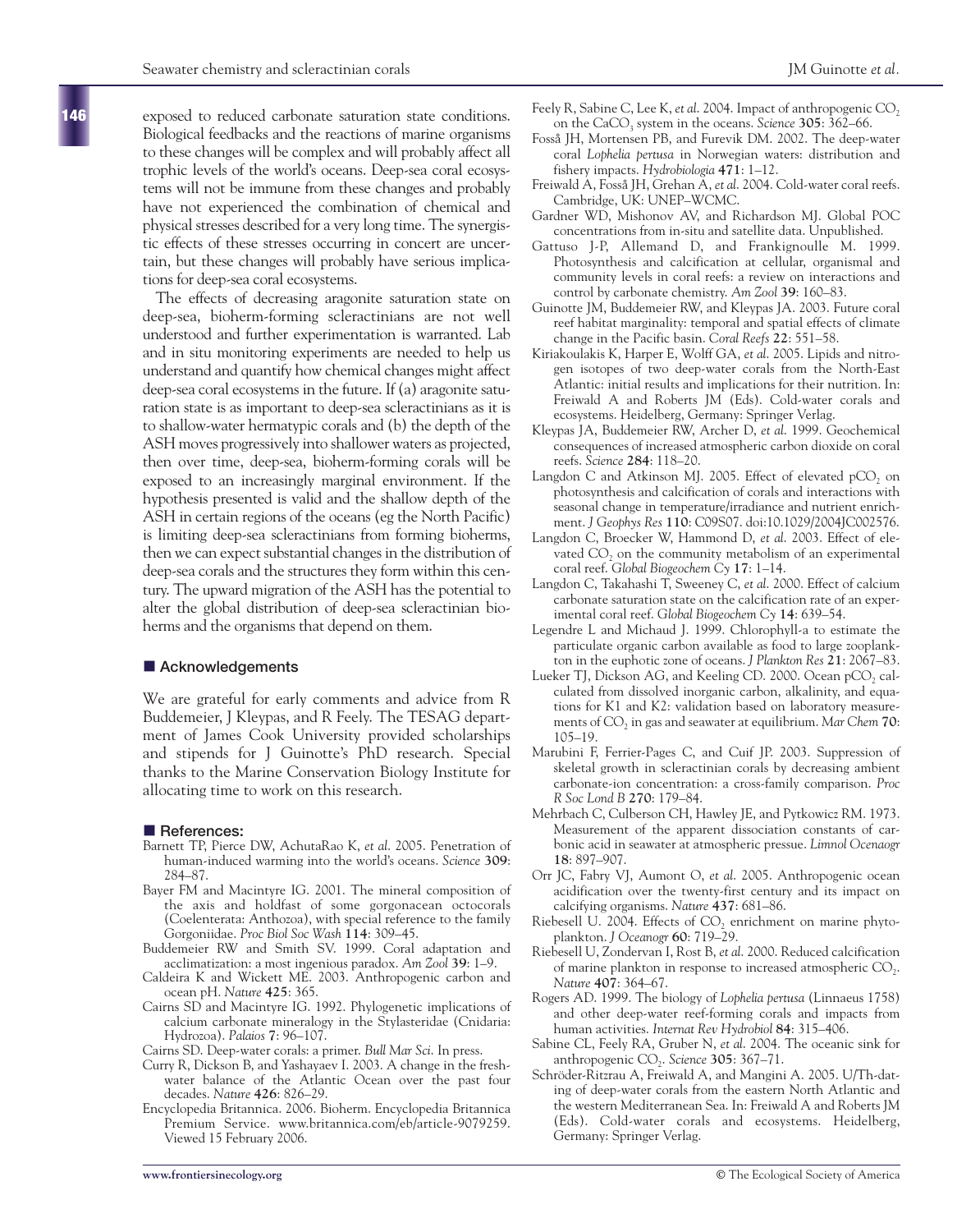exposed to reduced carbonate saturation state conditions. Biological feedbacks and the reactions of marine organisms to these changes will be complex and will probably affect all trophic levels of the world's oceans. Deep-sea coral ecosystems will not be immune from these changes and probably have not experienced the combination of chemical and physical stresses described for a very long time. The synergistic effects of these stresses occurring in concert are uncertain, but these changes will probably have serious implications for deep-sea coral ecosystems.

The effects of decreasing aragonite saturation state on deep-sea, bioherm-forming scleractinians are not well understood and further experimentation is warranted. Lab and in situ monitoring experiments are needed to help us understand and quantify how chemical changes might affect deep-sea coral ecosystems in the future. If (a) aragonite saturation state is as important to deep-sea scleractinians as it is to shallow-water hermatypic corals and (b) the depth of the ASH moves progressively into shallower waters as projected, then over time, deep-sea, bioherm-forming corals will be exposed to an increasingly marginal environment. If the hypothesis presented is valid and the shallow depth of the ASH in certain regions of the oceans (eg the North Pacific) is limiting deep-sea scleractinians from forming bioherms, then we can expect substantial changes in the distribution of deep-sea corals and the structures they form within this century. The upward migration of the ASH has the potential to alter the global distribution of deep-sea scleractinian bioherms and the organisms that depend on them.

## Acknowledgements

We are grateful for early comments and advice from R Buddemeier, J Kleypas, and R Feely. The TESAG department of James Cook University provided scholarships and stipends for J Guinotte's PhD research. Special thanks to the Marine Conservation Biology Institute for allocating time to work on this research.

## References:

Barnett TP, Pierce DW, AchutaRao K, *et al.* 2005. Penetration of human-induced warming into the world's oceans. *Science* **309**: 284–87.

Bayer FM and Macintyre IG. 2001. The mineral composition of the axis and holdfast of some gorgonacean octocorals (Coelenterata: Anthozoa), with special reference to the family Gorgoniidae. *Proc Biol Soc Wash* **114**: 309–45.

Buddemeier RW and Smith SV. 1999. Coral adaptation and acclimatization: a most ingenious paradox. *Am Zool* **39**: 1–9.

Caldeira K and Wickett ME. 2003. Anthropogenic carbon and ocean pH. *Nature* **425**: 365.

Cairns SD and Macintyre IG. 1992. Phylogenetic implications of calcium carbonate mineralogy in the Stylasteridae (Cnidaria: Hydrozoa). *Palaios* **7**: 96–107.

Cairns SD. Deep-water corals: a primer. *Bull Mar Sci*. In press.

Curry R, Dickson B, and Yashayaev I. 2003. A change in the freshwater balance of the Atlantic Ocean over the past four decades. *Nature* **426**: 826–29.

Encyclopedia Britannica. 2006. Bioherm. Encyclopedia Britannica Premium Service. www.britannica.com/eb/article-9079259. Viewed 15 February 2006.

Feely R, Sabine C, Lee K, *et al.* 2004. Impact of anthropogenic $CO_2$ on the $CaCO_3$ system in the oceans. *Science* **305**: 362–66.

Fosså JH, Mortensen PB, and Furevik DM. 2002. The deep-water coral *Lophelia pertusa* in Norwegian waters: distribution and fishery impacts. *Hydrobiologia* **471**: 1–12.

Freiwald A, Fosså JH, Grehan A, *et al.* 2004. Cold-water coral reefs. Cambridge, UK: UNEP–WCMC.

Gardner WD, Mishonov AV, and Richardson MJ. Global POC concentrations from in-situ and satellite data. Unpublished.

Gattuso J-P, Allemand D, and Frankignoulle M. 1999. Photosynthesis and calcification at cellular, organismal and community levels in coral reefs: a review on interactions and control by carbonate chemistry. *Am Zool* **39**: 160–83.

Guinotte JM, Buddemeier RW, and Kleypas JA. 2003. Future coral reef habitat marginality: temporal and spatial effects of climate change in the Pacific basin. *Coral Reefs* **22**: 551–58.

Kiriakoulakis K, Harper E, Wolff GA, *et al.* 2005. Lipids and nitrogen isotopes of two deep-water corals from the North-East Atlantic: initial results and implications for their nutrition. In: Freiwald A and Roberts JM (Eds). Cold-water corals and ecosystems. Heidelberg, Germany: Springer Verlag.

Kleypas JA, Buddemeier RW, Archer D, *et al.* 1999. Geochemical consequences of increased atmospheric carbon dioxide on coral reefs. *Science* **284**: 118–20.

Langdon C and Atkinson MJ. 2005. Effect of elevated $pCO_2$ on photosynthesis and calcification of corals and interactions with seasonal change in temperature/irradiance and nutrient enrichment. *J Geophys Res* **110**: C09S07. doi:10.1029/2004JC002576.

Langdon C, Broecker W, Hammond D, *et al.* 2003. Effect of elevated $CO_2$ on the community metabolism of an experimental coral reef. *Global Biogeochem Cy* **17**: 1–14.

Langdon C, Takahashi T, Sweeney C, *et al.* 2000. Effect of calcium carbonate saturation state on the calcification rate of an experimental coral reef. *Global Biogeochem Cy* **14**: 639–54.

Legendre L and Michaud J. 1999. Chlorophyll-a to estimate the particulate organic carbon available as food to large zooplankton in the euphotic zone of oceans. *J Plankton Res* **21**: 2067–83.

Lueker TJ, Dickson AG, and Keeling CD. 2000. Ocean $pCO_2$ calculated from dissolved inorganic carbon, alkalinity, and equations for K1 and K2: validation based on laboratory measurements of $CO_2$ in gas and seawater at equilibrium. *Mar Chem* **70**: 105–19.

Marubini F, Ferrier-Pages C, and Cuif JP. 2003. Suppression of skeletal growth in scleractinian corals by decreasing ambient carbonate-ion concentration: a cross-family comparison. *Proc R Soc Lond B* **270**: 179–84.

Mehrbach C, Culberson CH, Hawley JE, and Pytkowicz RM. 1973. Measurement of the apparent dissociation constants of carbonic acid in seawater at atmospheric pressue. *Limnol Ocenaogr* **18**: 897–907.

Orr JC, Fabry VJ, Aumont O, *et al.* 2005. Anthropogenic ocean acidification over the twenty-first century and its impact on calcifying organisms. *Nature* **437**: 681–86.

Riebesell U. 2004. Effects of $CO_2$ enrichment on marine phytoplankton. *J Oceanogr* **60**: 719–29.

Riebesell U, Zondervan I, Rost B, *et al.* 2000. Reduced calcification of marine plankton in response to increased atmospheric $CO_2$. *Nature* **407**: 364–67.

Rogers AD. 1999. The biology of *Lophelia pertusa* (Linnaeus 1758) and other deep-water reef-forming corals and impacts from human activities. *Internat Rev Hydrobiol* **84**: 315–406.

Sabine CL, Feely RA, Gruber N, *et al.* 2004. The oceanic sink for anthropogenic $CO_2$. *Science* **305**: 367–71.

Schröder-Ritzrau A, Freiwald A, and Mangini A. 2005. U/Th-dating of deep-water corals from the eastern North Atlantic and the western Mediterranean Sea. In: Freiwald A and Roberts JM (Eds). Cold-water corals and ecosystems. Heidelberg, Germany: Springer Verlag.